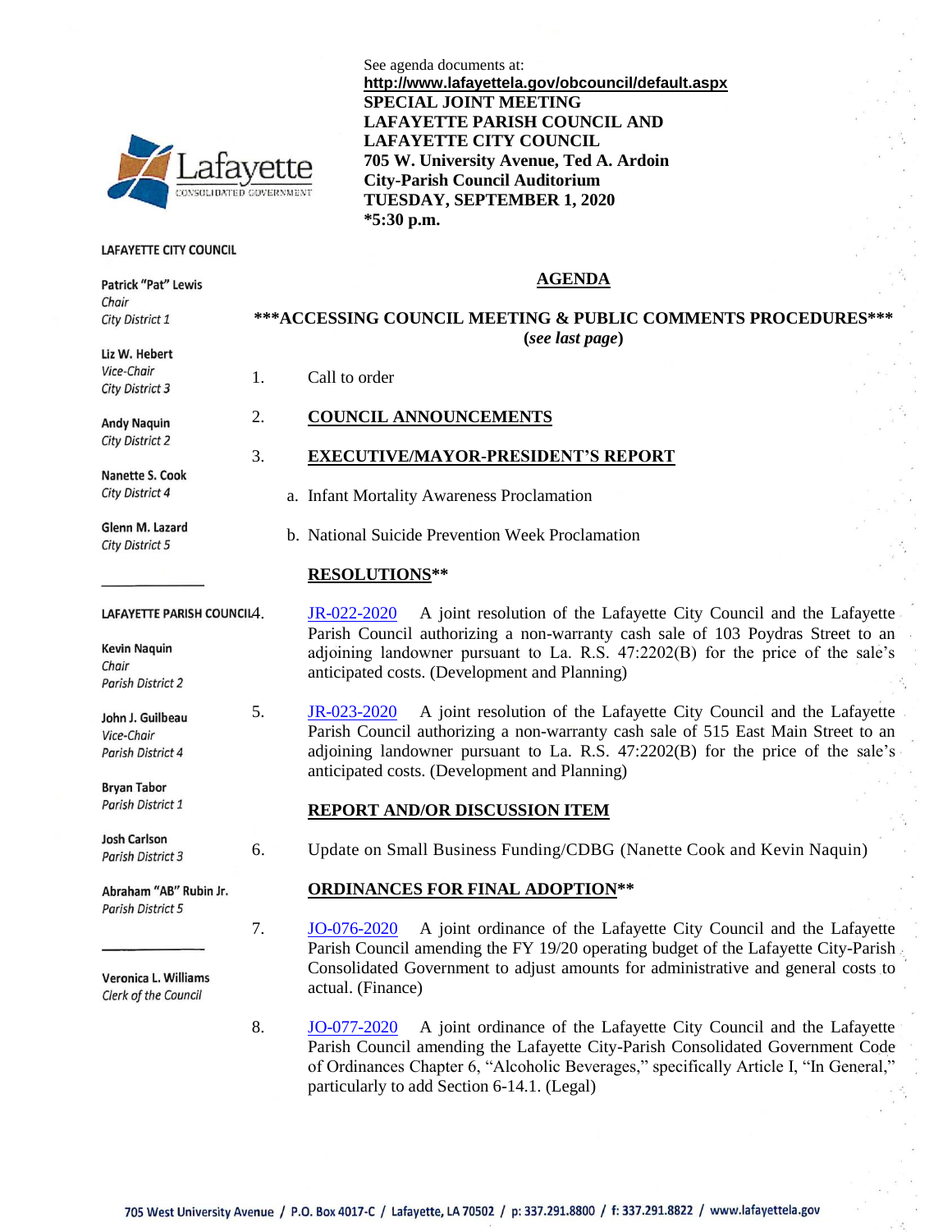See agenda documents at:
**http://www.lafayettela.gov/obcouncil/default.aspx**

**SPECIAL JOINT MEETING**
**LAFAYETTE PARISH COUNCIL AND**
**LAFAYETTE CITY COUNCIL**
**705 W. University Avenue, Ted A. Ardoin**
**City-Parish Council Auditorium**
**TUESDAY, SEPTEMBER 1, 2020**
***5:30 p.m.**

**LAFAYETTE CITY COUNCIL**

**Patrick "Pat" Lewis**
*Chair*
*City District 1*

**Liz W. Hebert**
*Vice-Chair*
*City District 3*

**Andy Naquin**
*City District 2*

**Nanette S. Cook**
*City District 4*

**Glenn M. Lazard**
*City District 5*

**LAFAYETTE PARISH COUNCIL**

**Kevin Naquin**
*Chair*
*Parish District 2*

**John J. Guilbeau**
*Vice-Chair*
*Parish District 4*

**Bryan Tabor**
*Parish District 1*

**Josh Carlson**
*Parish District 3*

**Abraham "AB" Rubin Jr.**
*Parish District 5*

**Veronica L. Williams**
*Clerk of the Council*

# AGENDA

**\*\*\*ACCESSING COUNCIL MEETING & PUBLIC COMMENTS PROCEDURES\*\*\***
**(*see last page*)**

1. Call to order

2. **COUNCIL ANNOUNCEMENTS**

3. **EXECUTIVE/MAYOR-PRESIDENT'S REPORT**

   a. Infant Mortality Awareness Proclamation

   b. National Suicide Prevention Week Proclamation

**RESOLUTIONS\*\***

4. JR-022-2020 A joint resolution of the Lafayette City Council and the Lafayette Parish Council authorizing a non-warranty cash sale of 103 Poydras Street to an adjoining landowner pursuant to La. R.S. 47:2202(B) for the price of the sale's anticipated costs. (Development and Planning)

5. JR-023-2020 A joint resolution of the Lafayette City Council and the Lafayette Parish Council authorizing a non-warranty cash sale of 515 East Main Street to an adjoining landowner pursuant to La. R.S. 47:2202(B) for the price of the sale's anticipated costs. (Development and Planning)

**REPORT AND/OR DISCUSSION ITEM**

6. Update on Small Business Funding/CDBG (Nanette Cook and Kevin Naquin)

**ORDINANCES FOR FINAL ADOPTION\*\***

7. JO-076-2020 A joint ordinance of the Lafayette City Council and the Lafayette Parish Council amending the FY 19/20 operating budget of the Lafayette City-Parish Consolidated Government to adjust amounts for administrative and general costs to actual. (Finance)

8. JO-077-2020 A joint ordinance of the Lafayette City Council and the Lafayette Parish Council amending the Lafayette City-Parish Consolidated Government Code of Ordinances Chapter 6, "Alcoholic Beverages," specifically Article I, "In General," particularly to add Section 6-14.1. (Legal)

705 West University Avenue / P.O. Box 4017-C / Lafayette, LA 70502 / p: 337.291.8800 / f: 337.291.8822 / www.lafayettela.gov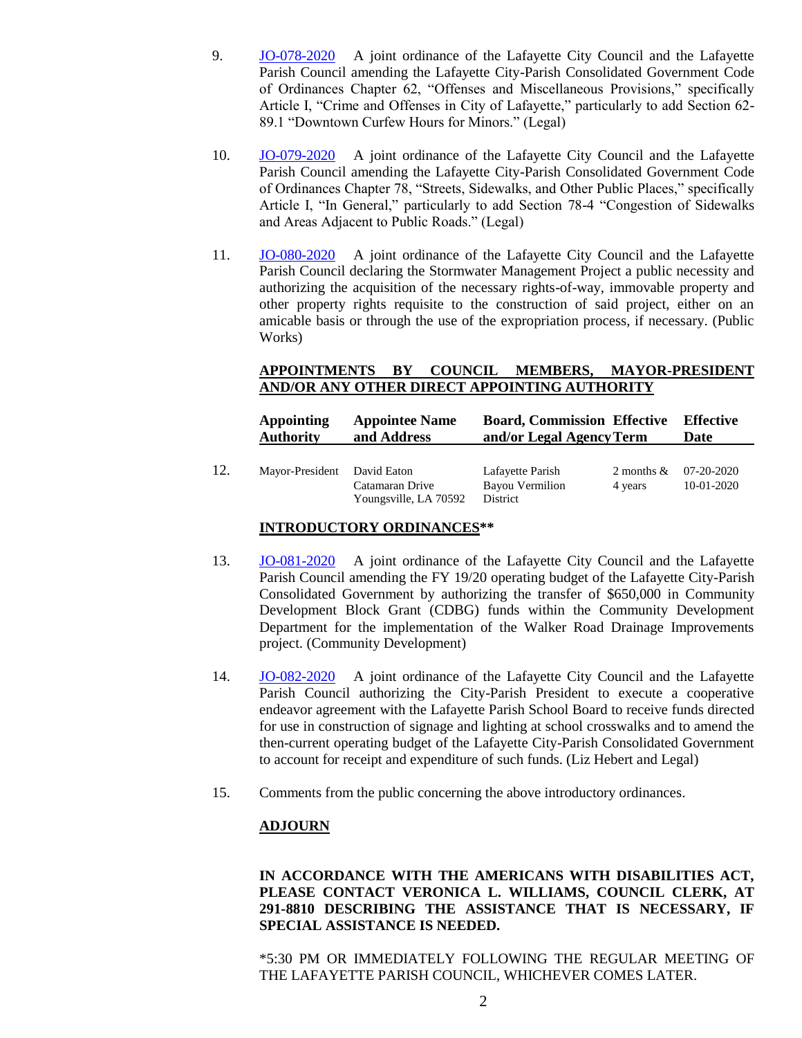9. [JO-078-2020](JO-078-2020) A joint ordinance of the Lafayette City Council and the Lafayette Parish Council amending the Lafayette City-Parish Consolidated Government Code of Ordinances Chapter 62, "Offenses and Miscellaneous Provisions," specifically Article I, "Crime and Offenses in City of Lafayette," particularly to add Section 62-89.1 "Downtown Curfew Hours for Minors." (Legal)

10. [JO-079-2020](JO-079-2020) A joint ordinance of the Lafayette City Council and the Lafayette Parish Council amending the Lafayette City-Parish Consolidated Government Code of Ordinances Chapter 78, "Streets, Sidewalks, and Other Public Places," specifically Article I, "In General," particularly to add Section 78-4 "Congestion of Sidewalks and Areas Adjacent to Public Roads." (Legal)

11. [JO-080-2020](JO-080-2020) A joint ordinance of the Lafayette City Council and the Lafayette Parish Council declaring the Stormwater Management Project a public necessity and authorizing the acquisition of the necessary rights-of-way, immovable property and other property rights requisite to the construction of said project, either on an amicable basis or through the use of the expropriation process, if necessary. (Public Works)

**APPOINTMENTS BY COUNCIL MEMBERS, MAYOR-PRESIDENT AND/OR ANY OTHER DIRECT APPOINTING AUTHORITY**

| | Appointing Authority | Appointee Name and Address | Board, Commission and/or Legal Agency | Effective Term | Effective Date |
|---|---|---|---|---|---|
| 12. | Mayor-President | David Eaton<br>Catamaran Drive<br>Youngsville, LA 70592 | Lafayette Parish<br>Bayou Vermilion<br>District | 2 months &<br>4 years | 07-20-2020<br>10-01-2020 |

**INTRODUCTORY ORDINANCES****

13. [JO-081-2020](JO-081-2020) A joint ordinance of the Lafayette City Council and the Lafayette Parish Council amending the FY 19/20 operating budget of the Lafayette City-Parish Consolidated Government by authorizing the transfer of $650,000 in Community Development Block Grant (CDBG) funds within the Community Development Department for the implementation of the Walker Road Drainage Improvements project. (Community Development)

14. [JO-082-2020](JO-082-2020) A joint ordinance of the Lafayette City Council and the Lafayette Parish Council authorizing the City-Parish President to execute a cooperative endeavor agreement with the Lafayette Parish School Board to receive funds directed for use in construction of signage and lighting at school crosswalks and to amend the then-current operating budget of the Lafayette City-Parish Consolidated Government to account for receipt and expenditure of such funds. (Liz Hebert and Legal)

15. Comments from the public concerning the above introductory ordinances.

**ADJOURN**

**IN ACCORDANCE WITH THE AMERICANS WITH DISABILITIES ACT, PLEASE CONTACT VERONICA L. WILLIAMS, COUNCIL CLERK, AT 291-8810 DESCRIBING THE ASSISTANCE THAT IS NECESSARY, IF SPECIAL ASSISTANCE IS NEEDED.**

*5:30 PM OR IMMEDIATELY FOLLOWING THE REGULAR MEETING OF THE LAFAYETTE PARISH COUNCIL, WHICHEVER COMES LATER.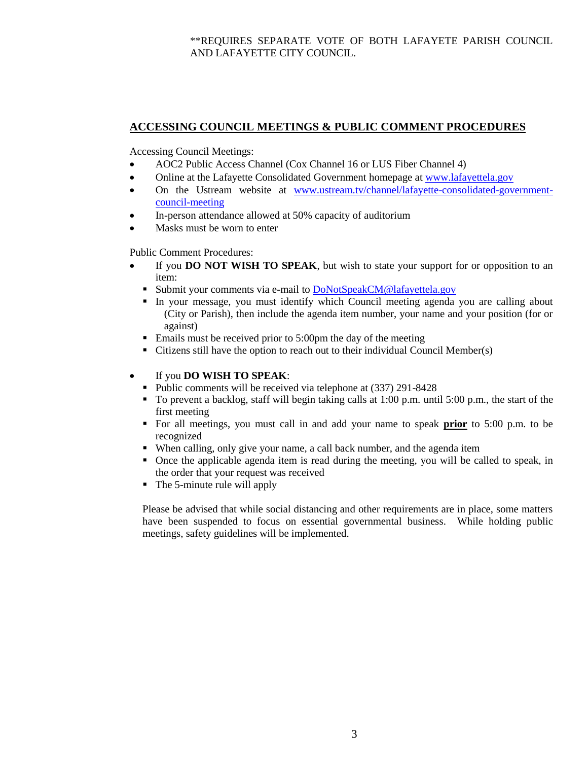**REQUIRES SEPARATE VOTE OF BOTH LAFAYETTE PARISH COUNCIL AND LAFAYETTE CITY COUNCIL.

## ACCESSING COUNCIL MEETINGS & PUBLIC COMMENT PROCEDURES

Accessing Council Meetings:

- AOC2 Public Access Channel (Cox Channel 16 or LUS Fiber Channel 4)
- Online at the Lafayette Consolidated Government homepage at www.lafayettela.gov
- On the Ustream website at www.ustream.tv/channel/lafayette-consolidated-government-council-meeting
- In-person attendance allowed at 50% capacity of auditorium
- Masks must be worn to enter

Public Comment Procedures:

- If you **DO NOT WISH TO SPEAK**, but wish to state your support for or opposition to an item:
  - Submit your comments via e-mail to DoNotSpeakCM@lafayettela.gov
  - In your message, you must identify which Council meeting agenda you are calling about (City or Parish), then include the agenda item number, your name and your position (for or against)
  - Emails must be received prior to 5:00pm the day of the meeting
  - Citizens still have the option to reach out to their individual Council Member(s)

- If you **DO WISH TO SPEAK**:
  - Public comments will be received via telephone at (337) 291-8428
  - To prevent a backlog, staff will begin taking calls at 1:00 p.m. until 5:00 p.m., the start of the first meeting
  - For all meetings, you must call in and add your name to speak **prior** to 5:00 p.m. to be recognized
  - When calling, only give your name, a call back number, and the agenda item
  - Once the applicable agenda item is read during the meeting, you will be called to speak, in the order that your request was received
  - The 5-minute rule will apply

Please be advised that while social distancing and other requirements are in place, some matters have been suspended to focus on essential governmental business. While holding public meetings, safety guidelines will be implemented.